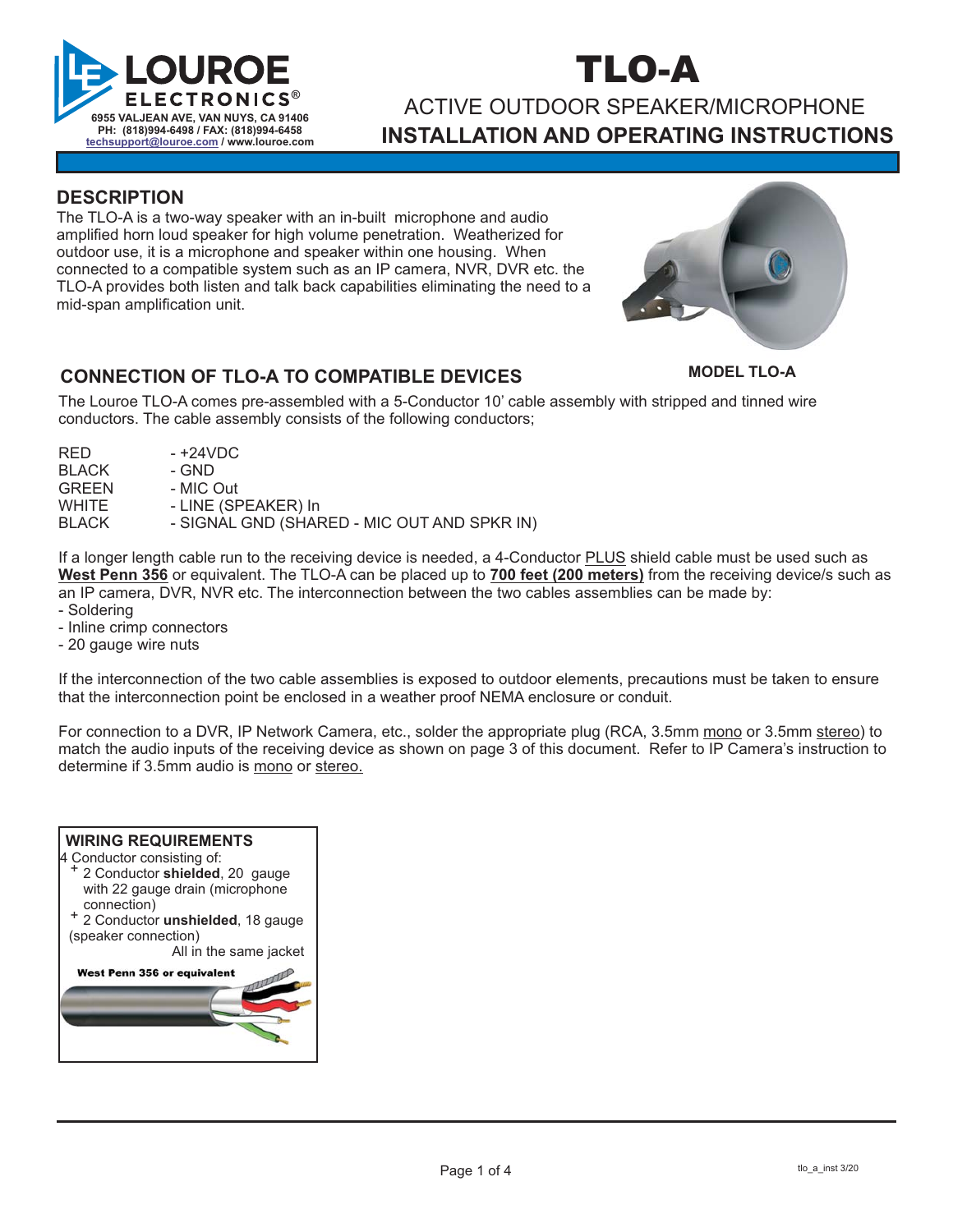**LOUROE ELECTRONICS®**
6955 VALJEAN AVE, VAN NUYS, CA 91406
PH: (818)994-6498 / FAX: (818)994-6458
techsupport@louroe.com / www.louroe.com

# TLO-A

## ACTIVE OUTDOOR SPEAKER/MICROPHONE

## INSTALLATION AND OPERATING INSTRUCTIONS

## DESCRIPTION

The TLO-A is a two-way speaker with an in-built microphone and audio amplified horn loud speaker for high volume penetration. Weatherized for outdoor use, it is a microphone and speaker within one housing. When connected to a compatible system such as an IP camera, NVR, DVR etc. the TLO-A provides both listen and talk back capabilities eliminating the need to a mid-span amplification unit.

**MODEL TLO-A**

## CONNECTION OF TLO-A TO COMPATIBLE DEVICES

The Louroe TLO-A comes pre-assembled with a 5-Conductor 10' cable assembly with stripped and tinned wire conductors. The cable assembly consists of the following conductors;

| | |
|---|---|
| RED | - +24VDC |
| BLACK | - GND |
| GREEN | - MIC Out |
| WHITE | - LINE (SPEAKER) In |
| BLACK | - SIGNAL GND (SHARED - MIC OUT AND SPKR IN) |

If a longer length cable run to the receiving device is needed, a 4-Conductor PLUS shield cable must be used such as **West Penn 356** or equivalent. The TLO-A can be placed up to **700 feet (200 meters)** from the receiving device/s such as an IP camera, DVR, NVR etc. The interconnection between the two cables assemblies can be made by:
- Soldering
- Inline crimp connectors
- 20 gauge wire nuts

If the interconnection of the two cable assemblies is exposed to outdoor elements, precautions must be taken to ensure that the interconnection point be enclosed in a weather proof NEMA enclosure or conduit.

For connection to a DVR, IP Network Camera, etc., solder the appropriate plug (RCA, 3.5mm mono or 3.5mm stereo) to match the audio inputs of the receiving device as shown on page 3 of this document. Refer to IP Camera's instruction to determine if 3.5mm audio is mono or stereo.

**WIRING REQUIREMENTS**

4 Conductor consisting of:
+ 2 Conductor **shielded**, 20 gauge with 22 gauge drain (microphone connection)
+ 2 Conductor **unshielded**, 18 gauge (speaker connection)

All in the same jacket

**West Penn 356 or equivalent**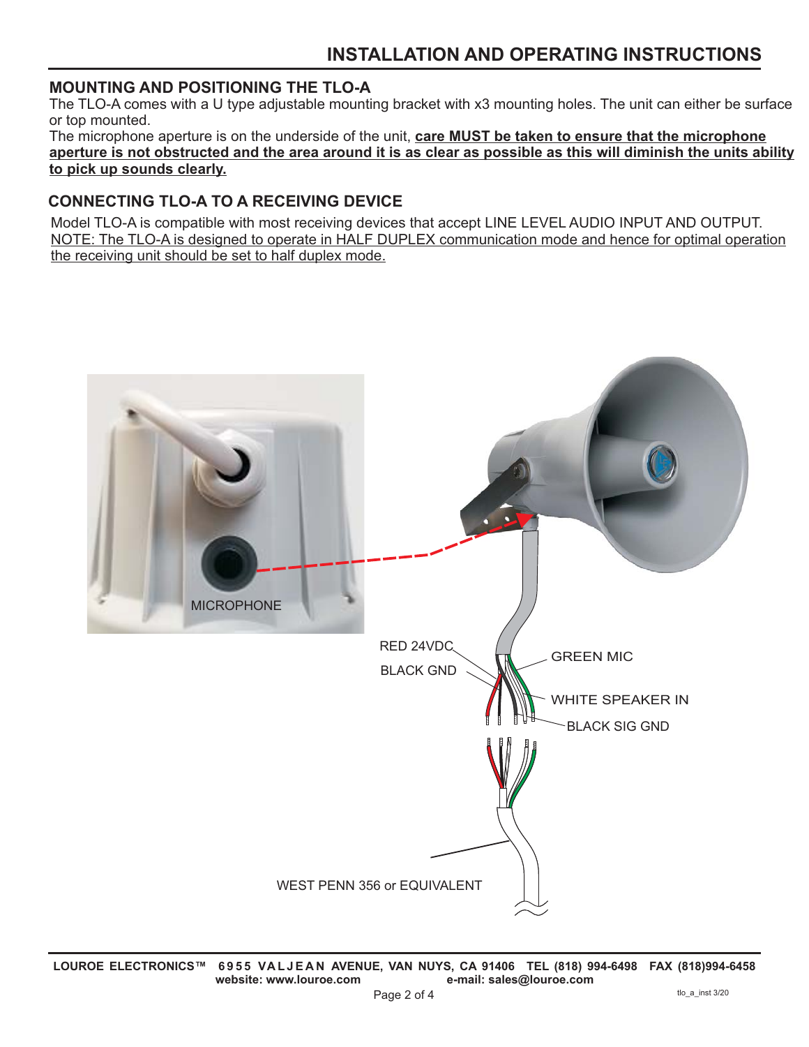# INSTALLATION AND OPERATING INSTRUCTIONS

## MOUNTING AND POSITIONING THE TLO-A

The TLO-A comes with a U type adjustable mounting bracket with x3 mounting holes. The unit can either be surface or top mounted.

The microphone aperture is on the underside of the unit, **care MUST be taken to ensure that the microphone aperture is not obstructed and the area around it is as clear as possible as this will diminish the units ability to pick up sounds clearly.**

## CONNECTING TLO-A TO A RECEIVING DEVICE

Model TLO-A is compatible with most receiving devices that accept LINE LEVEL AUDIO INPUT AND OUTPUT.

NOTE: The TLO-A is designed to operate in HALF DUPLEX communication mode and hence for optimal operation the receiving unit should be set to half duplex mode.

MICROPHONE

RED 24VDC

BLACK GND

GREEN MIC

WHITE SPEAKER IN

BLACK SIG GND

WEST PENN 356 or EQUIVALENT

LOUROE ELECTRONICS™ 6955 VALJEAN AVENUE, VAN NUYS, CA 91406 TEL (818) 994-6498 FAX (818)994-6458
website: www.louroe.com e-mail: sales@louroe.com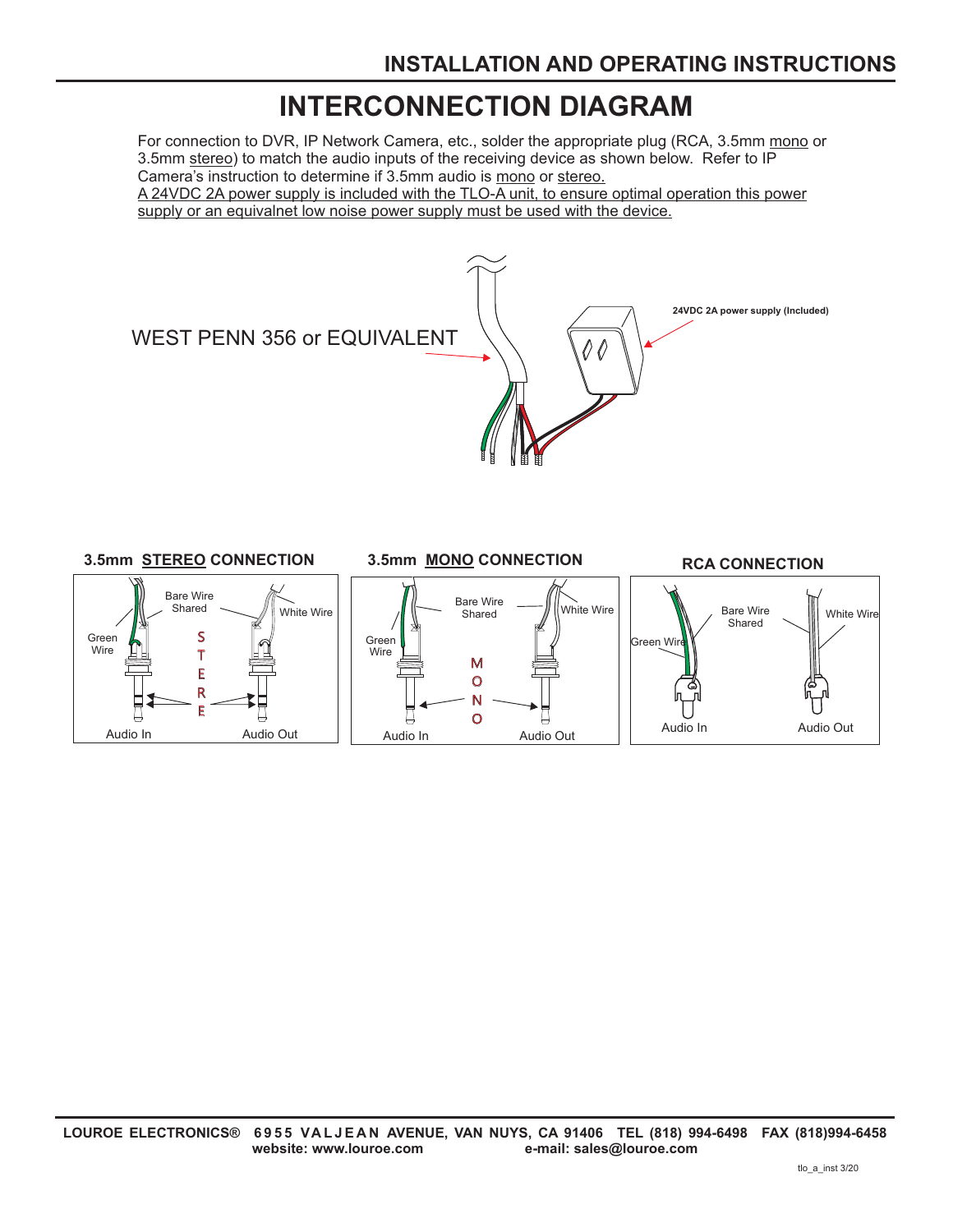# INTERCONNECTION DIAGRAM

For connection to DVR, IP Network Camera, etc., solder the appropriate plug (RCA, 3.5mm mono or 3.5mm stereo) to match the audio inputs of the receiving device as shown below. Refer to IP Camera's instruction to determine if 3.5mm audio is mono or stereo.

A 24VDC 2A power supply is included with the TLO-A unit, to ensure optimal operation this power supply or an equivalnet low noise power supply must be used with the device.

WEST PENN 356 or EQUIVALENT

24VDC 2A power supply (Included)

**3.5mm STEREO CONNECTION**

Green Wire — Bare Wire Shared — White Wire

STEREO

Audio In — Audio Out

**3.5mm MONO CONNECTION**

Green Wire — Bare Wire Shared — White Wire

MONO

Audio In — Audio Out

**RCA CONNECTION**

Green Wire — Bare Wire Shared — White Wire

Audio In — Audio Out

LOUROE ELECTRONICS® 6955 VALJEAN AVENUE, VAN NUYS, CA 91406 TEL (818) 994-6498 FAX (818)994-6458
website: www.louroe.com e-mail: sales@louroe.com

tlo_a_inst 3/20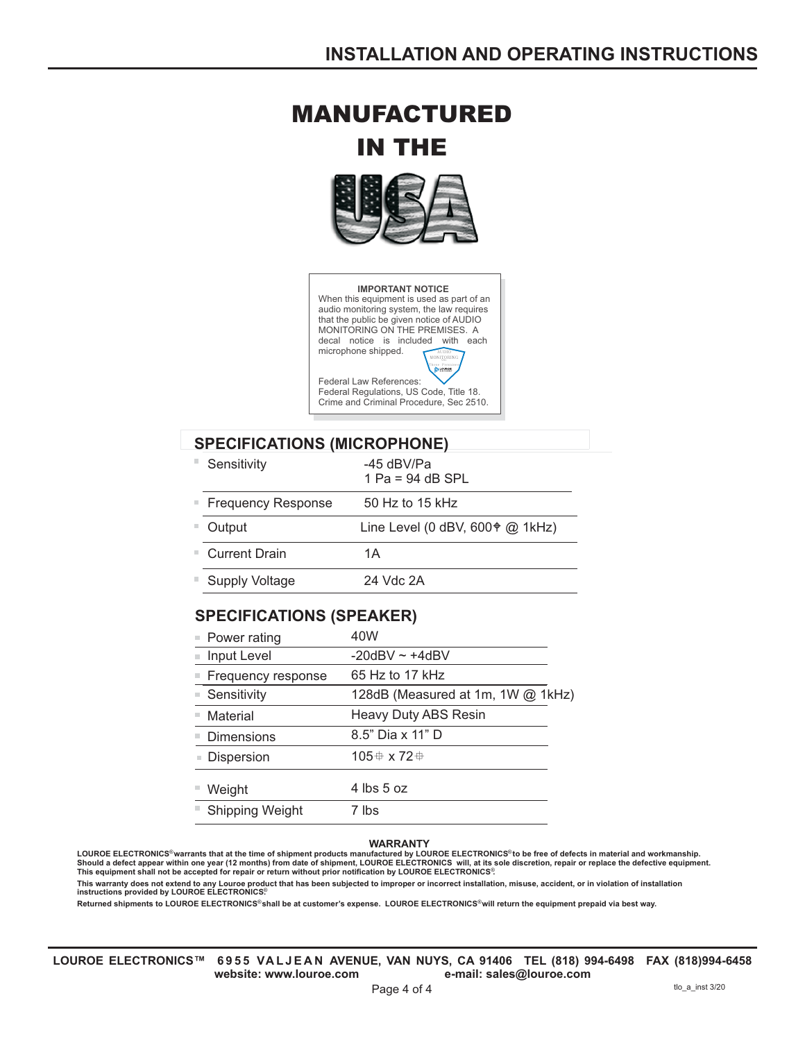# MANUFACTURED IN THE USA

**IMPORTANT NOTICE**

When this equipment is used as part of an audio monitoring system, the law requires that the public be given notice of AUDIO MONITORING ON THE PREMISES. A decal notice is included with each microphone shipped.

Federal Law References:
Federal Regulations, US Code, Title 18.
Crime and Criminal Procedure, Sec 2510.

## SPECIFICATIONS (MICROPHONE)

| | |
|---|---|
| Sensitivity | -45 dBV/Pa<br>1 Pa = 94 dB SPL |
| Frequency Response | 50 Hz to 15 kHz |
| Output | Line Level (0 dBV, 600Ω @ 1kHz) |
| Current Drain | 1A |
| Supply Voltage | 24 Vdc 2A |

## SPECIFICATIONS (SPEAKER)

| | |
|---|---|
| Power rating | 40W |
| Input Level | -20dBV ~ +4dBV |
| Frequency response | 65 Hz to 17 kHz |
| Sensitivity | 128dB (Measured at 1m, 1W @ 1kHz) |
| Material | Heavy Duty ABS Resin |
| Dimensions | 8.5" Dia x 11" D |
| Dispersion | 105° x 72° |
| Weight | 4 lbs 5 oz |
| Shipping Weight | 7 lbs |

**WARRANTY**

**LOUROE ELECTRONICS® warrants that at the time of shipment products manufactured by LOUROE ELECTRONICS® to be free of defects in material and workmanship. Should a defect appear within one year (12 months) from date of shipment, LOUROE ELECTRONICS will, at its sole discretion, repair or replace the defective equipment. This equipment shall not be accepted for repair or return without prior notification by LOUROE ELECTRONICS®.**

**This warranty does not extend to any Louroe product that has been subjected to improper or incorrect installation, misuse, accident, or in violation of installation instructions provided by LOUROE ELECTRONICS®.**

**Returned shipments to LOUROE ELECTRONICS® shall be at customer's expense. LOUROE ELECTRONICS® will return the equipment prepaid via best way.**

**LOUROE ELECTRONICS™ 6955 VALJEAN AVENUE, VAN NUYS, CA 91406 TEL (818) 994-6498 FAX (818)994-6458**
**website: www.louroe.com e-mail: sales@louroe.com**

tlo_a_inst 3/20